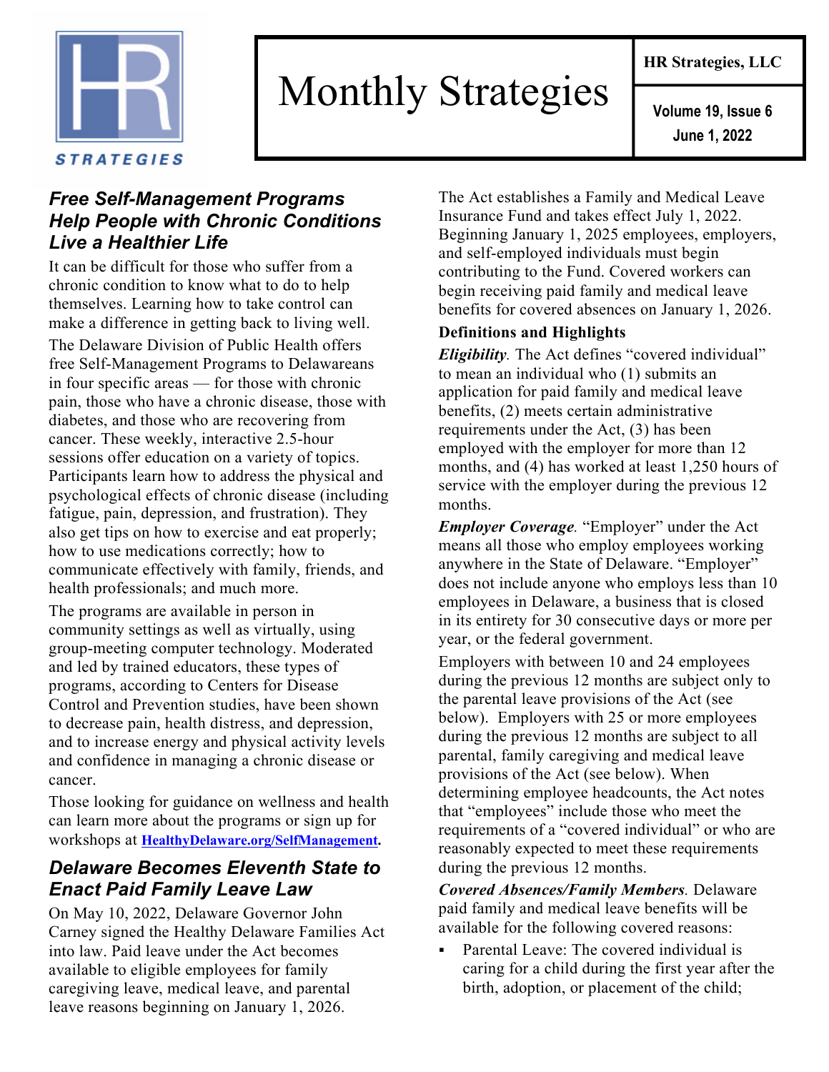# Monthly Strategies

**HR Strategies, LLC**

**Volume 19, Issue 6**
**June 1, 2022**

## *Free Self-Management Programs Help People with Chronic Conditions Live a Healthier Life*

It can be difficult for those who suffer from a chronic condition to know what to do to help themselves. Learning how to take control can make a difference in getting back to living well.

The Delaware Division of Public Health offers free Self-Management Programs to Delawareans in four specific areas — for those with chronic pain, those who have a chronic disease, those with diabetes, and those who are recovering from cancer. These weekly, interactive 2.5-hour sessions offer education on a variety of topics. Participants learn how to address the physical and psychological effects of chronic disease (including fatigue, pain, depression, and frustration). They also get tips on how to exercise and eat properly; how to use medications correctly; how to communicate effectively with family, friends, and health professionals; and much more.

The programs are available in person in community settings as well as virtually, using group-meeting computer technology. Moderated and led by trained educators, these types of programs, according to Centers for Disease Control and Prevention studies, have been shown to decrease pain, health distress, and depression, and to increase energy and physical activity levels and confidence in managing a chronic disease or cancer.

Those looking for guidance on wellness and health can learn more about the programs or sign up for workshops at **[HealthyDelaware.org/SelfManagement](HealthyDelaware.org/SelfManagement).**

## *Delaware Becomes Eleventh State to Enact Paid Family Leave Law*

On May 10, 2022, Delaware Governor John Carney signed the Healthy Delaware Families Act into law. Paid leave under the Act becomes available to eligible employees for family caregiving leave, medical leave, and parental leave reasons beginning on January 1, 2026.

The Act establishes a Family and Medical Leave Insurance Fund and takes effect July 1, 2022. Beginning January 1, 2025 employees, employers, and self-employed individuals must begin contributing to the Fund. Covered workers can begin receiving paid family and medical leave benefits for covered absences on January 1, 2026.

**Definitions and Highlights**

***Eligibility***. The Act defines "covered individual" to mean an individual who (1) submits an application for paid family and medical leave benefits, (2) meets certain administrative requirements under the Act, (3) has been employed with the employer for more than 12 months, and (4) has worked at least 1,250 hours of service with the employer during the previous 12 months.

***Employer Coverage***. "Employer" under the Act means all those who employ employees working anywhere in the State of Delaware. "Employer" does not include anyone who employs less than 10 employees in Delaware, a business that is closed in its entirety for 30 consecutive days or more per year, or the federal government.

Employers with between 10 and 24 employees during the previous 12 months are subject only to the parental leave provisions of the Act (see below). Employers with 25 or more employees during the previous 12 months are subject to all parental, family caregiving and medical leave provisions of the Act (see below). When determining employee headcounts, the Act notes that "employees" include those who meet the requirements of a "covered individual" or who are reasonably expected to meet these requirements during the previous 12 months.

***Covered Absences/Family Members***. Delaware paid family and medical leave benefits will be available for the following covered reasons:

- Parental Leave: The covered individual is caring for a child during the first year after the birth, adoption, or placement of the child;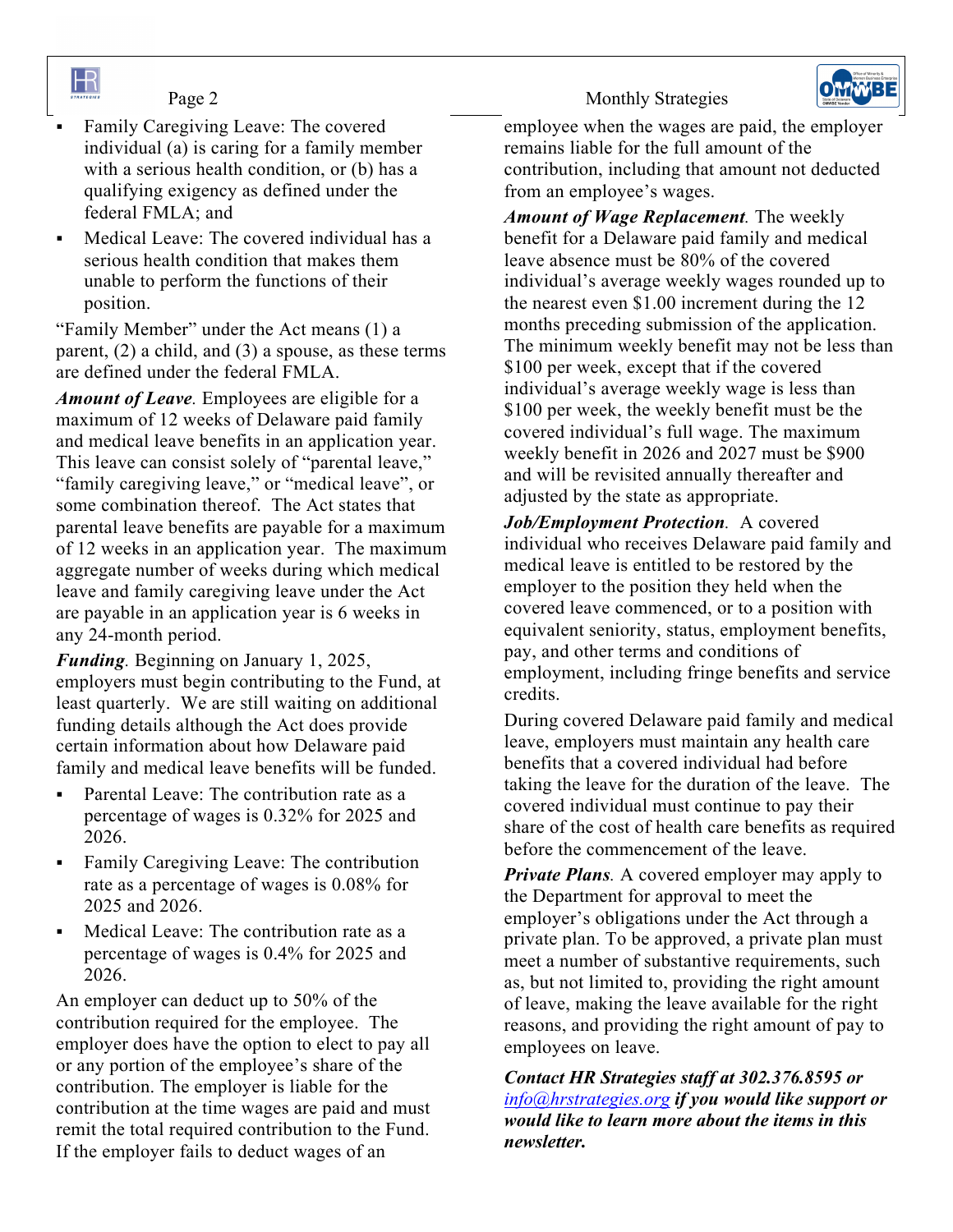- Family Caregiving Leave: The covered individual (a) is caring for a family member with a serious health condition, or (b) has a qualifying exigency as defined under the federal FMLA; and
- Medical Leave: The covered individual has a serious health condition that makes them unable to perform the functions of their position.

"Family Member" under the Act means (1) a parent, (2) a child, and (3) a spouse, as these terms are defined under the federal FMLA.

***Amount of Leave.*** Employees are eligible for a maximum of 12 weeks of Delaware paid family and medical leave benefits in an application year. This leave can consist solely of "parental leave," "family caregiving leave," or "medical leave", or some combination thereof. The Act states that parental leave benefits are payable for a maximum of 12 weeks in an application year. The maximum aggregate number of weeks during which medical leave and family caregiving leave under the Act are payable in an application year is 6 weeks in any 24-month period.

***Funding.*** Beginning on January 1, 2025, employers must begin contributing to the Fund, at least quarterly. We are still waiting on additional funding details although the Act does provide certain information about how Delaware paid family and medical leave benefits will be funded.

- Parental Leave: The contribution rate as a percentage of wages is 0.32% for 2025 and 2026.
- Family Caregiving Leave: The contribution rate as a percentage of wages is 0.08% for 2025 and 2026.
- Medical Leave: The contribution rate as a percentage of wages is 0.4% for 2025 and 2026.

An employer can deduct up to 50% of the contribution required for the employee. The employer does have the option to elect to pay all or any portion of the employee's share of the contribution. The employer is liable for the contribution at the time wages are paid and must remit the total required contribution to the Fund. If the employer fails to deduct wages of an employee when the wages are paid, the employer remains liable for the full amount of the contribution, including that amount not deducted from an employee's wages.

***Amount of Wage Replacement.*** The weekly benefit for a Delaware paid family and medical leave absence must be 80% of the covered individual's average weekly wages rounded up to the nearest even $1.00 increment during the 12 months preceding submission of the application. The minimum weekly benefit may not be less than $100 per week, except that if the covered individual's average weekly wage is less than $100 per week, the weekly benefit must be the covered individual's full wage. The maximum weekly benefit in 2026 and 2027 must be $900 and will be revisited annually thereafter and adjusted by the state as appropriate.

***Job/Employment Protection.*** A covered individual who receives Delaware paid family and medical leave is entitled to be restored by the employer to the position they held when the covered leave commenced, or to a position with equivalent seniority, status, employment benefits, pay, and other terms and conditions of employment, including fringe benefits and service credits.

During covered Delaware paid family and medical leave, employers must maintain any health care benefits that a covered individual had before taking the leave for the duration of the leave. The covered individual must continue to pay their share of the cost of health care benefits as required before the commencement of the leave.

***Private Plans.*** A covered employer may apply to the Department for approval to meet the employer's obligations under the Act through a private plan. To be approved, a private plan must meet a number of substantive requirements, such as, but not limited to, providing the right amount of leave, making the leave available for the right reasons, and providing the right amount of pay to employees on leave.

***Contact HR Strategies staff at 302.376.8595 or info@hrstrategies.org if you would like support or would like to learn more about the items in this newsletter.***